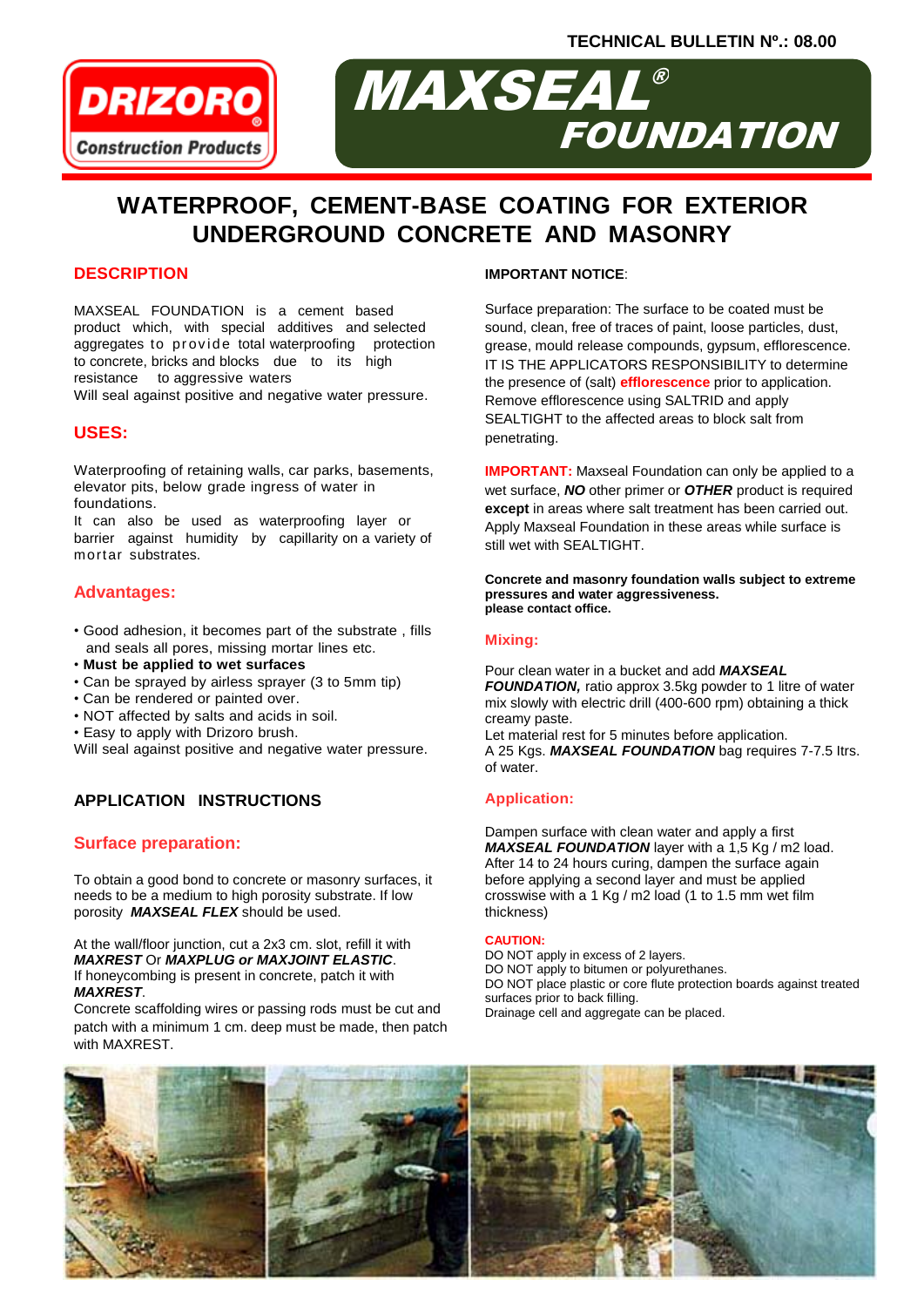TECHNICAL BULLETIN Nº.: 08.00

DRIZORO® Construction Products

# MAXSEAL® FOUNDATION

## WATERPROOF, CEMENT-BASE COATING FOR EXTERIOR UNDERGROUND CONCRETE AND MASONRY

### DESCRIPTION

MAXSEAL FOUNDATION is a cement based product which, with special additives and selected aggregates to provide total waterproofing protection to concrete, bricks and blocks due to its high resistance to aggressive waters

Will seal against positive and negative water pressure.

### USES:

Waterproofing of retaining walls, car parks, basements, elevator pits, below grade ingress of water in foundations.

It can also be used as waterproofing layer or barrier against humidity by capillarity on a variety of mortar substrates.

### Advantages:

- Good adhesion, it becomes part of the substrate , fills and seals all pores, missing mortar lines etc.
- **Must be applied to wet surfaces**
- Can be sprayed by airless sprayer (3 to 5mm tip)
- Can be rendered or painted over.
- NOT affected by salts and acids in soil.
- Easy to apply with Drizoro brush.

Will seal against positive and negative water pressure.

### APPLICATION INSTRUCTIONS

### Surface preparation:

To obtain a good bond to concrete or masonry surfaces, it needs to be a medium to high porosity substrate. If low porosity ***MAXSEAL FLEX*** should be used.

At the wall/floor junction, cut a 2x3 cm. slot, refill it with ***MAXREST*** Or ***MAXPLUG or MAXJOINT ELASTIC***.

If honeycombing is present in concrete, patch it with ***MAXREST***.

Concrete scaffolding wires or passing rods must be cut and patch with a minimum 1 cm. deep must be made, then patch with MAXREST.

**IMPORTANT NOTICE**:

Surface preparation: The surface to be coated must be sound, clean, free of traces of paint, loose particles, dust, grease, mould release compounds, gypsum, efflorescence.

IT IS THE APPLICATORS RESPONSIBILITY to determine the presence of (salt) **efflorescence** prior to application. Remove efflorescence using SALTRID and apply SEALTIGHT to the affected areas to block salt from penetrating.

**IMPORTANT:** Maxseal Foundation can only be applied to a wet surface, ***NO*** other primer or ***OTHER*** product is required **except** in areas where salt treatment has been carried out. Apply Maxseal Foundation in these areas while surface is still wet with SEALTIGHT.

**Concrete and masonry foundation walls subject to extreme pressures and water aggressiveness. please contact office.**

### Mixing:

Pour clean water in a bucket and add ***MAXSEAL FOUNDATION,*** ratio approx 3.5kg powder to 1 litre of water mix slowly with electric drill (400-600 rpm) obtaining a thick creamy paste.

Let material rest for 5 minutes before application.

A 25 Kgs. ***MAXSEAL FOUNDATION*** bag requires 7-7.5 ltrs. of water.

### Application:

Dampen surface with clean water and apply a first ***MAXSEAL FOUNDATION*** layer with a 1,5 Kg / m2 load. After 14 to 24 hours curing, dampen the surface again before applying a second layer and must be applied crosswise with a 1 Kg / m2 load (1 to 1.5 mm wet film thickness)

**CAUTION:**

DO NOT apply in excess of 2 layers.

DO NOT apply to bitumen or polyurethanes.

DO NOT place plastic or core flute protection boards against treated surfaces prior to back filling.

Drainage cell and aggregate can be placed.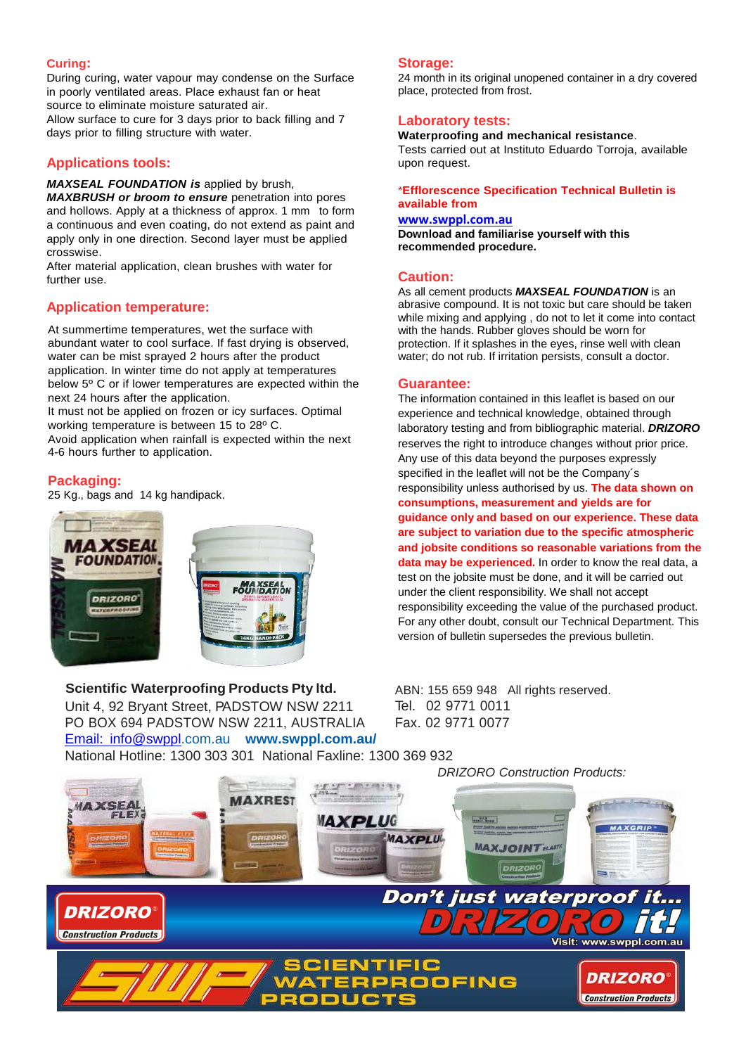## Curing:

During curing, water vapour may condense on the Surface in poorly ventilated areas. Place exhaust fan or heat source to eliminate moisture saturated air.
Allow surface to cure for 3 days prior to back filling and 7 days prior to filling structure with water.

## Applications tools:

***MAXSEAL FOUNDATION is*** applied by brush, ***MAXBRUSH or broom to ensure*** penetration into pores and hollows. Apply at a thickness of approx. 1 mm to form a continuous and even coating, do not extend as paint and apply only in one direction. Second layer must be applied crosswise.
After material application, clean brushes with water for further use.

## Application temperature:

At summertime temperatures, wet the surface with abundant water to cool surface. If fast drying is observed, water can be mist sprayed 2 hours after the product application. In winter time do not apply at temperatures below 5º C or if lower temperatures are expected within the next 24 hours after the application.
It must not be applied on frozen or icy surfaces. Optimal working temperature is between 15 to 28º C.
Avoid application when rainfall is expected within the next 4-6 hours further to application.

## Packaging:

25 Kg., bags and 14 kg handipack.

## Storage:

24 month in its original unopened container in a dry covered place, protected from frost.

## Laboratory tests:

**Waterproofing and mechanical resistance**.
Tests carried out at Instituto Eduardo Torroja, available upon request.

**\*Efflorescence Specification Technical Bulletin is available from**

**www.swppl.com.au**

**Download and familiarise yourself with this recommended procedure.**

## Caution:

As all cement products ***MAXSEAL FOUNDATION*** is an abrasive compound. It is not toxic but care should be taken while mixing and applying , do not to let it come into contact with the hands. Rubber gloves should be worn for protection. If it splashes in the eyes, rinse well with clean water; do not rub. If irritation persists, consult a doctor.

## Guarantee:

The information contained in this leaflet is based on our experience and technical knowledge, obtained through laboratory testing and from bibliographic material. ***DRIZORO*** reserves the right to introduce changes without prior price. Any use of this data beyond the purposes expressly specified in the leaflet will not be the Company´s responsibility unless authorised by us. **The data shown on consumptions, measurement and yields are for guidance only and based on our experience. These data are subject to variation due to the specific atmospheric and jobsite conditions so reasonable variations from the data may be experienced.** In order to know the real data, a test on the jobsite must be done, and it will be carried out under the client responsibility. We shall not accept responsibility exceeding the value of the purchased product. For any other doubt, consult our Technical Department. This version of bulletin supersedes the previous bulletin.

**Scientific Waterproofing Products Pty ltd.**
Unit 4, 92 Bryant Street, PADSTOW NSW 2211
PO BOX 694 PADSTOW NSW 2211, AUSTRALIA
Email: info@swppl.com.au **www.swppl.com.au/**
National Hotline: 1300 303 301 National Faxline: 1300 369 932

ABN: 155 659 948 All rights reserved.
Tel. 02 9771 0011
Fax. 02 9771 0077

*DRIZORO Construction Products:*

**Don't just waterproof it... DRIZORO it!**
Visit: www.swppl.com.au

SCIENTIFIC WATERPROOFING PRODUCTS